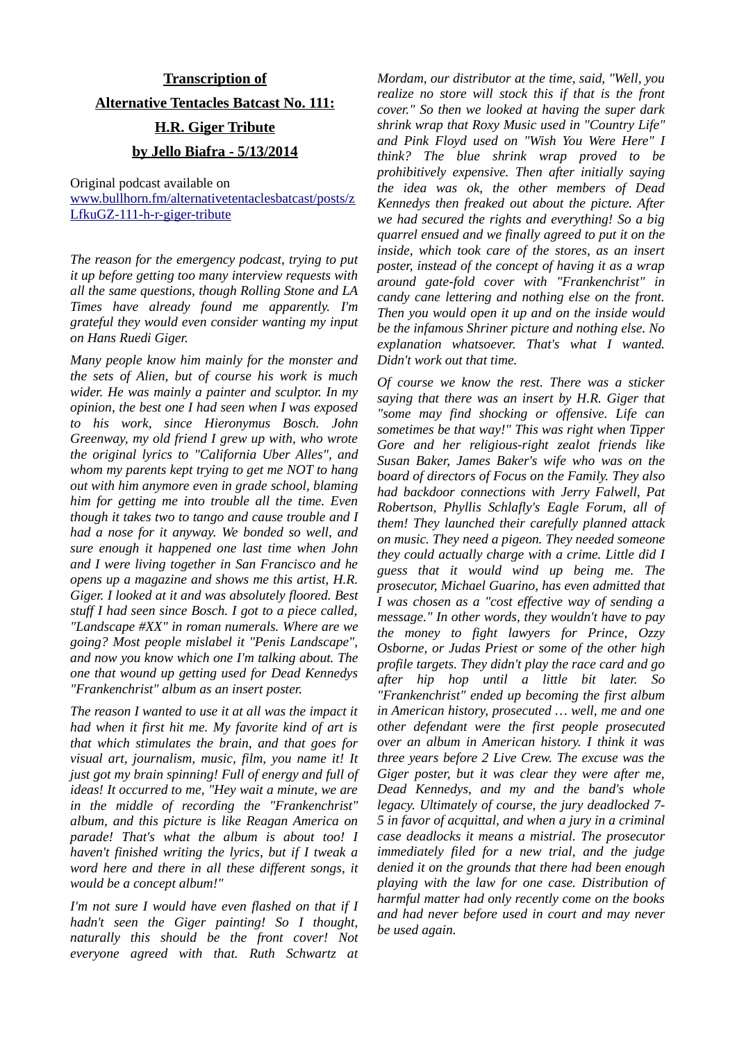**Transcription of**

**Alternative Tentacles Batcast No. 111:**

**H.R. Giger Tribute**

**by Jello Biafra - 5/13/2014**

Original podcast available on [www.bullhorn.fm/alternativetentaclesbatcast/posts/zLfkuGZ-111-h-r-giger-tribute](www.bullhorn.fm/alternativetentaclesbatcast/posts/zLfkuGZ-111-h-r-giger-tribute)

*The reason for the emergency podcast, trying to put it up before getting too many interview requests with all the same questions, though Rolling Stone and LA Times have already found me apparently. I'm grateful they would even consider wanting my input on Hans Ruedi Giger.*

*Many people know him mainly for the monster and the sets of Alien, but of course his work is much wider. He was mainly a painter and sculptor. In my opinion, the best one I had seen when I was exposed to his work, since Hieronymus Bosch. John Greenway, my old friend I grew up with, who wrote the original lyrics to "California Uber Alles", and whom my parents kept trying to get me NOT to hang out with him anymore even in grade school, blaming him for getting me into trouble all the time. Even though it takes two to tango and cause trouble and I had a nose for it anyway. We bonded so well, and sure enough it happened one last time when John and I were living together in San Francisco and he opens up a magazine and shows me this artist, H.R. Giger. I looked at it and was absolutely floored. Best stuff I had seen since Bosch. I got to a piece called, "Landscape #XX" in roman numerals. Where are we going? Most people mislabel it "Penis Landscape", and now you know which one I'm talking about. The one that wound up getting used for Dead Kennedys "Frankenchrist" album as an insert poster.*

*The reason I wanted to use it at all was the impact it had when it first hit me. My favorite kind of art is that which stimulates the brain, and that goes for visual art, journalism, music, film, you name it! It just got my brain spinning! Full of energy and full of ideas! It occurred to me, "Hey wait a minute, we are in the middle of recording the "Frankenchrist" album, and this picture is like Reagan America on parade! That's what the album is about too! I haven't finished writing the lyrics, but if I tweak a word here and there in all these different songs, it would be a concept album!"*

*I'm not sure I would have even flashed on that if I hadn't seen the Giger painting! So I thought, naturally this should be the front cover! Not everyone agreed with that. Ruth Schwartz at Mordam, our distributor at the time, said, "Well, you realize no store will stock this if that is the front cover." So then we looked at having the super dark shrink wrap that Roxy Music used in "Country Life" and Pink Floyd used on "Wish You Were Here" I think? The blue shrink wrap proved to be prohibitively expensive. Then after initially saying the idea was ok, the other members of Dead Kennedys then freaked out about the picture. After we had secured the rights and everything! So a big quarrel ensued and we finally agreed to put it on the inside, which took care of the stores, as an insert poster, instead of the concept of having it as a wrap around gate-fold cover with "Frankenchrist" in candy cane lettering and nothing else on the front. Then you would open it up and on the inside would be the infamous Shriner picture and nothing else. No explanation whatsoever. That's what I wanted. Didn't work out that time.*

*Of course we know the rest. There was a sticker saying that there was an insert by H.R. Giger that "some may find shocking or offensive. Life can sometimes be that way!" This was right when Tipper Gore and her religious-right zealot friends like Susan Baker, James Baker's wife who was on the board of directors of Focus on the Family. They also had backdoor connections with Jerry Falwell, Pat Robertson, Phyllis Schlafly's Eagle Forum, all of them! They launched their carefully planned attack on music. They need a pigeon. They needed someone they could actually charge with a crime. Little did I guess that it would wind up being me. The prosecutor, Michael Guarino, has even admitted that I was chosen as a "cost effective way of sending a message." In other words, they wouldn't have to pay the money to fight lawyers for Prince, Ozzy Osborne, or Judas Priest or some of the other high profile targets. They didn't play the race card and go after hip hop until a little bit later. So "Frankenchrist" ended up becoming the first album in American history, prosecuted … well, me and one other defendant were the first people prosecuted over an album in American history. I think it was three years before 2 Live Crew. The excuse was the Giger poster, but it was clear they were after me, Dead Kennedys, and my and the band's whole legacy. Ultimately of course, the jury deadlocked 7-5 in favor of acquittal, and when a jury in a criminal case deadlocks it means a mistrial. The prosecutor immediately filed for a new trial, and the judge denied it on the grounds that there had been enough playing with the law for one case. Distribution of harmful matter had only recently come on the books and had never before used in court and may never be used again.*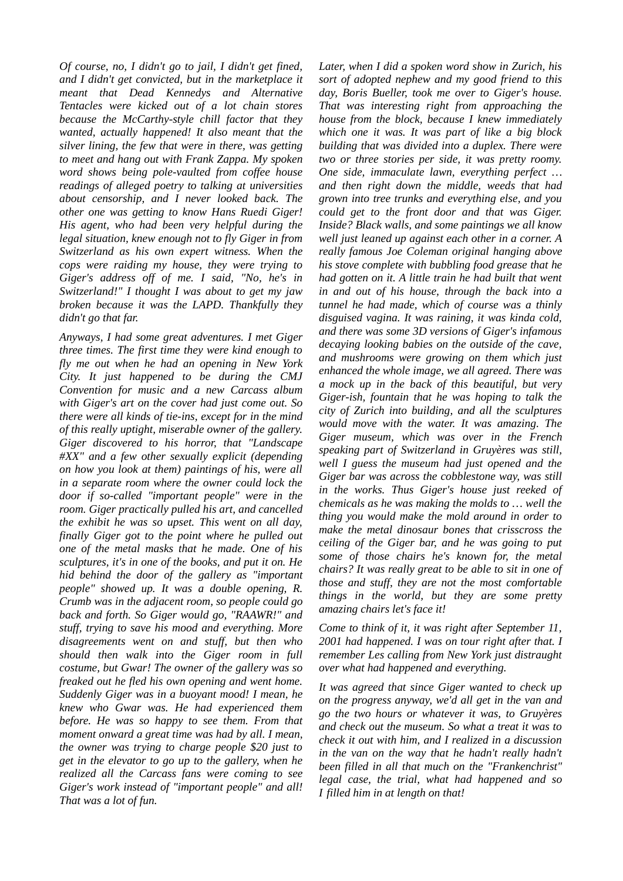*Of course, no, I didn't go to jail, I didn't get fined, and I didn't get convicted, but in the marketplace it meant that Dead Kennedys and Alternative Tentacles were kicked out of a lot chain stores because the McCarthy-style chill factor that they wanted, actually happened! It also meant that the silver lining, the few that were in there, was getting to meet and hang out with Frank Zappa. My spoken word shows being pole-vaulted from coffee house readings of alleged poetry to talking at universities about censorship, and I never looked back. The other one was getting to know Hans Ruedi Giger! His agent, who had been very helpful during the legal situation, knew enough not to fly Giger in from Switzerland as his own expert witness. When the cops were raiding my house, they were trying to Giger's address off of me. I said, "No, he's in Switzerland!" I thought I was about to get my jaw broken because it was the LAPD. Thankfully they didn't go that far.*

*Anyways, I had some great adventures. I met Giger three times. The first time they were kind enough to fly me out when he had an opening in New York City. It just happened to be during the CMJ Convention for music and a new Carcass album with Giger's art on the cover had just come out. So there were all kinds of tie-ins, except for in the mind of this really uptight, miserable owner of the gallery. Giger discovered to his horror, that "Landscape #XX" and a few other sexually explicit (depending on how you look at them) paintings of his, were all in a separate room where the owner could lock the door if so-called "important people" were in the room. Giger practically pulled his art, and cancelled the exhibit he was so upset. This went on all day, finally Giger got to the point where he pulled out one of the metal masks that he made. One of his sculptures, it's in one of the books, and put it on. He hid behind the door of the gallery as "important people" showed up. It was a double opening, R. Crumb was in the adjacent room, so people could go back and forth. So Giger would go, "RAAWR!" and stuff, trying to save his mood and everything. More disagreements went on and stuff, but then who should then walk into the Giger room in full costume, but Gwar! The owner of the gallery was so freaked out he fled his own opening and went home. Suddenly Giger was in a buoyant mood! I mean, he knew who Gwar was. He had experienced them before. He was so happy to see them. From that moment onward a great time was had by all. I mean, the owner was trying to charge people $20 just to get in the elevator to go up to the gallery, when he realized all the Carcass fans were coming to see Giger's work instead of "important people" and all! That was a lot of fun.*

*Later, when I did a spoken word show in Zurich, his sort of adopted nephew and my good friend to this day, Boris Bueller, took me over to Giger's house. That was interesting right from approaching the house from the block, because I knew immediately which one it was. It was part of like a big block building that was divided into a duplex. There were two or three stories per side, it was pretty roomy. One side, immaculate lawn, everything perfect … and then right down the middle, weeds that had grown into tree trunks and everything else, and you could get to the front door and that was Giger. Inside? Black walls, and some paintings we all know well just leaned up against each other in a corner. A really famous Joe Coleman original hanging above his stove complete with bubbling food grease that he had gotten on it. A little train he had built that went in and out of his house, through the back into a tunnel he had made, which of course was a thinly disguised vagina. It was raining, it was kinda cold, and there was some 3D versions of Giger's infamous decaying looking babies on the outside of the cave, and mushrooms were growing on them which just enhanced the whole image, we all agreed. There was a mock up in the back of this beautiful, but very Giger-ish, fountain that he was hoping to talk the city of Zurich into building, and all the sculptures would move with the water. It was amazing. The Giger museum, which was over in the French speaking part of Switzerland in Gruyères was still, well I guess the museum had just opened and the Giger bar was across the cobblestone way, was still in the works. Thus Giger's house just reeked of chemicals as he was making the molds to … well the thing you would make the mold around in order to make the metal dinosaur bones that crisscross the ceiling of the Giger bar, and he was going to put some of those chairs he's known for, the metal chairs? It was really great to be able to sit in one of those and stuff, they are not the most comfortable things in the world, but they are some pretty amazing chairs let's face it!*

*Come to think of it, it was right after September 11, 2001 had happened. I was on tour right after that. I remember Les calling from New York just distraught over what had happened and everything.*

*It was agreed that since Giger wanted to check up on the progress anyway, we'd all get in the van and go the two hours or whatever it was, to Gruyères and check out the museum. So what a treat it was to check it out with him, and I realized in a discussion in the van on the way that he hadn't really hadn't been filled in all that much on the "Frankenchrist" legal case, the trial, what had happened and so I filled him in at length on that!*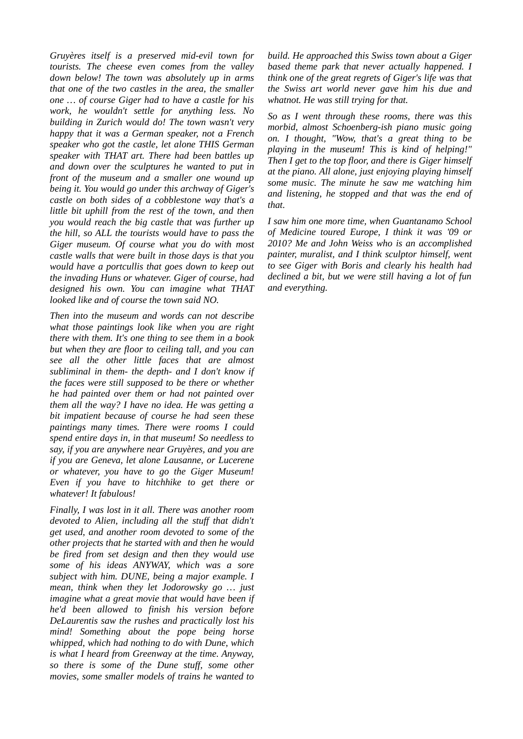*Gruyères itself is a preserved mid-evil town for tourists. The cheese even comes from the valley down below! The town was absolutely up in arms that one of the two castles in the area, the smaller one … of course Giger had to have a castle for his work, he wouldn't settle for anything less. No building in Zurich would do! The town wasn't very happy that it was a German speaker, not a French speaker who got the castle, let alone THIS German speaker with THAT art. There had been battles up and down over the sculptures he wanted to put in front of the museum and a smaller one wound up being it. You would go under this archway of Giger's castle on both sides of a cobblestone way that's a little bit uphill from the rest of the town, and then you would reach the big castle that was further up the hill, so ALL the tourists would have to pass the Giger museum. Of course what you do with most castle walls that were built in those days is that you would have a portcullis that goes down to keep out the invading Huns or whatever. Giger of course, had designed his own. You can imagine what THAT looked like and of course the town said NO.*

*Then into the museum and words can not describe what those paintings look like when you are right there with them. It's one thing to see them in a book but when they are floor to ceiling tall, and you can see all the other little faces that are almost subliminal in them- the depth- and I don't know if the faces were still supposed to be there or whether he had painted over them or had not painted over them all the way? I have no idea. He was getting a bit impatient because of course he had seen these paintings many times. There were rooms I could spend entire days in, in that museum! So needless to say, if you are anywhere near Gruyères, and you are if you are Geneva, let alone Lausanne, or Lucerene or whatever, you have to go the Giger Museum! Even if you have to hitchhike to get there or whatever! It fabulous!*

*Finally, I was lost in it all. There was another room devoted to Alien, including all the stuff that didn't get used, and another room devoted to some of the other projects that he started with and then he would be fired from set design and then they would use some of his ideas ANYWAY, which was a sore subject with him. DUNE, being a major example. I mean, think when they let Jodorowsky go … just imagine what a great movie that would have been if he'd been allowed to finish his version before DeLaurentis saw the rushes and practically lost his mind! Something about the pope being horse whipped, which had nothing to do with Dune, which is what I heard from Greenway at the time. Anyway, so there is some of the Dune stuff, some other movies, some smaller models of trains he wanted to build. He approached this Swiss town about a Giger based theme park that never actually happened. I think one of the great regrets of Giger's life was that the Swiss art world never gave him his due and whatnot. He was still trying for that.*

*So as I went through these rooms, there was this morbid, almost Schoenberg-ish piano music going on. I thought, "Wow, that's a great thing to be playing in the museum! This is kind of helping!" Then I get to the top floor, and there is Giger himself at the piano. All alone, just enjoying playing himself some music. The minute he saw me watching him and listening, he stopped and that was the end of that.*

*I saw him one more time, when Guantanamo School of Medicine toured Europe, I think it was '09 or 2010? Me and John Weiss who is an accomplished painter, muralist, and I think sculptor himself, went to see Giger with Boris and clearly his health had declined a bit, but we were still having a lot of fun and everything.*